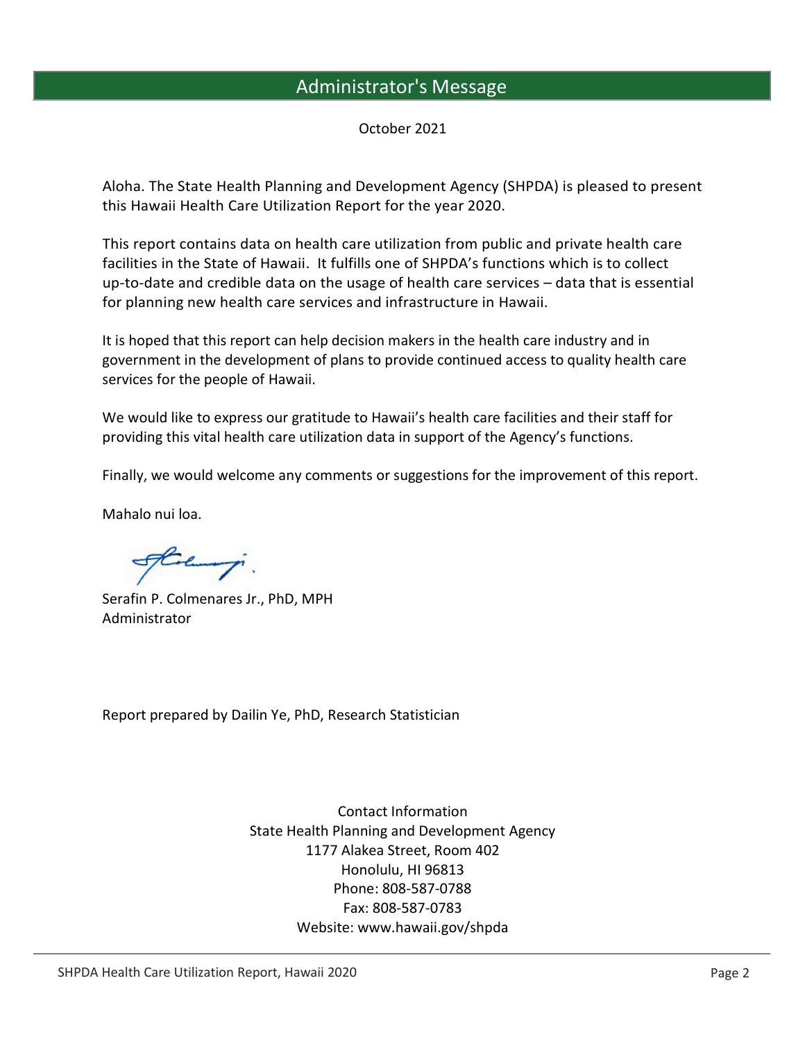# Administrator's Message

October 2021

Aloha. The State Health Planning and Development Agency (SHPDA) is pleased to present this Hawaii Health Care Utilization Report for the year 2020.

This report contains data on health care utilization from public and private health care facilities in the State of Hawaii. It fulfills one of SHPDA's functions which is to collect up-to-date and credible data on the usage of health care services – data that is essential for planning new health care services and infrastructure in Hawaii.

It is hoped that this report can help decision makers in the health care industry and in government in the development of plans to provide continued access to quality health care services for the people of Hawaii.

We would like to express our gratitude to Hawaii's health care facilities and their staff for providing this vital health care utilization data in support of the Agency's functions.

Finally, we would welcome any comments or suggestions for the improvement of this report.

Mahalo nui loa.

Serafin P. Colmenares Jr., PhD, MPH
Administrator

Report prepared by Dailin Ye, PhD, Research Statistician

Contact Information
State Health Planning and Development Agency
1177 Alakea Street, Room 402
Honolulu, HI 96813
Phone: 808-587-0788
Fax: 808-587-0783
Website: www.hawaii.gov/shpda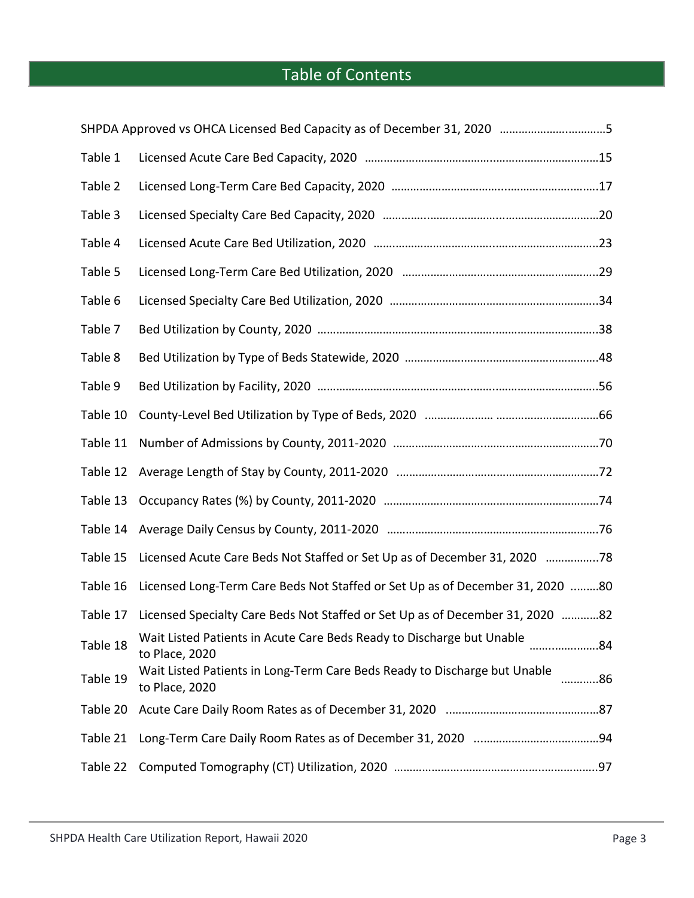# Table of Contents

| | | |
|---|---|---|
| SHPDA Approved vs OHCA Licensed Bed Capacity as of December 31, 2020 | | 5 |
| Table 1 | Licensed Acute Care Bed Capacity, 2020 | 15 |
| Table 2 | Licensed Long-Term Care Bed Capacity, 2020 | 17 |
| Table 3 | Licensed Specialty Care Bed Capacity, 2020 | 20 |
| Table 4 | Licensed Acute Care Bed Utilization, 2020 | 23 |
| Table 5 | Licensed Long-Term Care Bed Utilization, 2020 | 29 |
| Table 6 | Licensed Specialty Care Bed Utilization, 2020 | 34 |
| Table 7 | Bed Utilization by County, 2020 | 38 |
| Table 8 | Bed Utilization by Type of Beds Statewide, 2020 | 48 |
| Table 9 | Bed Utilization by Facility, 2020 | 56 |
| Table 10 | County-Level Bed Utilization by Type of Beds, 2020 | 66 |
| Table 11 | Number of Admissions by County, 2011-2020 | 70 |
| Table 12 | Average Length of Stay by County, 2011-2020 | 72 |
| Table 13 | Occupancy Rates (%) by County, 2011-2020 | 74 |
| Table 14 | Average Daily Census by County, 2011-2020 | 76 |
| Table 15 | Licensed Acute Care Beds Not Staffed or Set Up as of December 31, 2020 | 78 |
| Table 16 | Licensed Long-Term Care Beds Not Staffed or Set Up as of December 31, 2020 | 80 |
| Table 17 | Licensed Specialty Care Beds Not Staffed or Set Up as of December 31, 2020 | 82 |
| Table 18 | Wait Listed Patients in Acute Care Beds Ready to Discharge but Unable to Place, 2020 | 84 |
| Table 19 | Wait Listed Patients in Long-Term Care Beds Ready to Discharge but Unable to Place, 2020 | 86 |
| Table 20 | Acute Care Daily Room Rates as of December 31, 2020 | 87 |
| Table 21 | Long-Term Care Daily Room Rates as of December 31, 2020 | 94 |
| Table 22 | Computed Tomography (CT) Utilization, 2020 | 97 |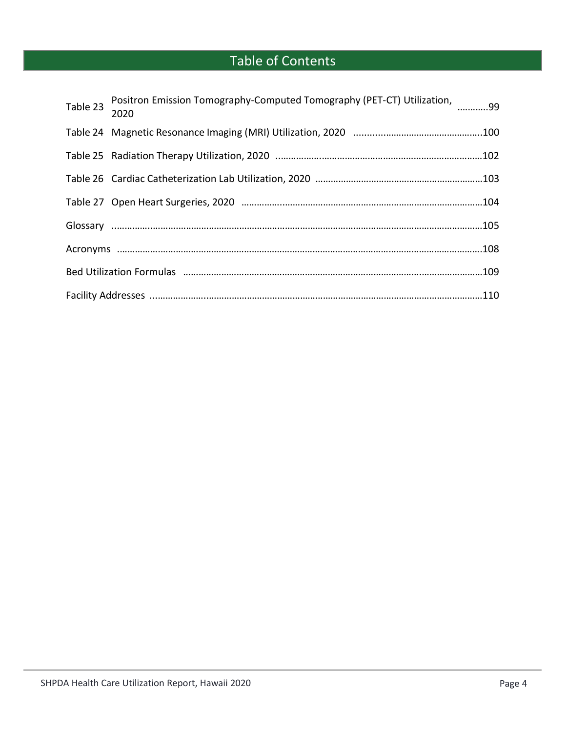# Table of Contents

| | | |
|---|---|---|
| Table 23 | Positron Emission Tomography-Computed Tomography (PET-CT) Utilization, 2020 | 99 |
| Table 24 | Magnetic Resonance Imaging (MRI) Utilization, 2020 | 100 |
| Table 25 | Radiation Therapy Utilization, 2020 | 102 |
| Table 26 | Cardiac Catheterization Lab Utilization, 2020 | 103 |
| Table 27 | Open Heart Surgeries, 2020 | 104 |
| Glossary | | 105 |
| Acronyms | | 108 |
| Bed Utilization Formulas | | 109 |
| Facility Addresses | | 110 |